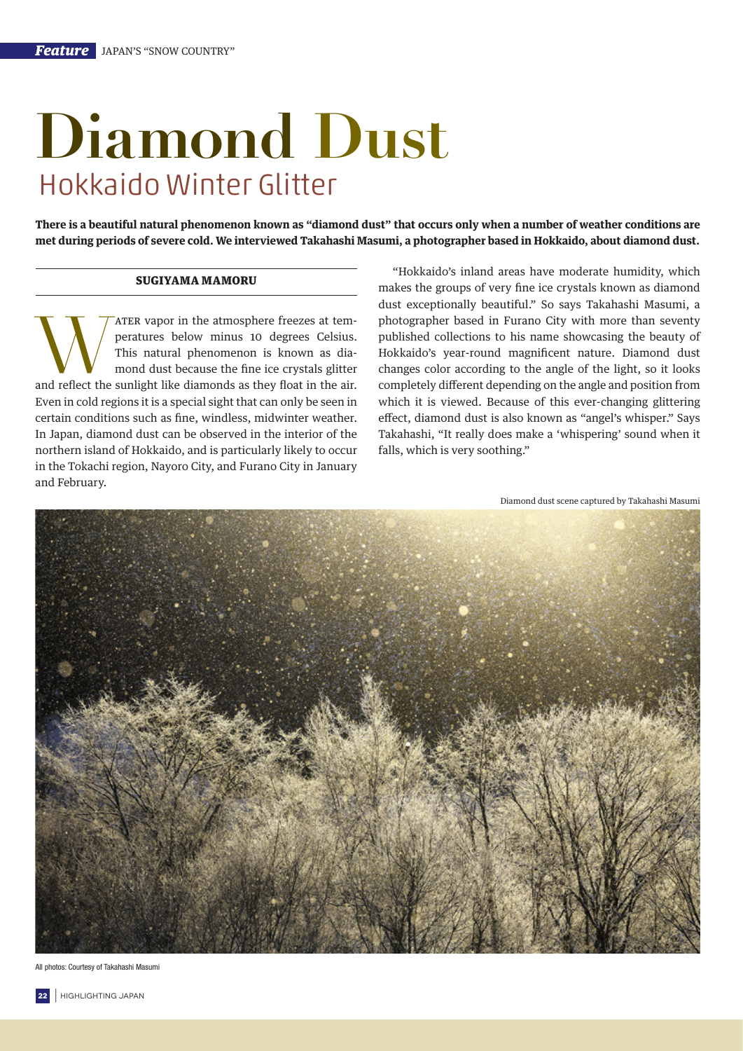*Feature* JAPAN'S "SNOW COUNTRY"

# Diamond Dust

## Hokkaido Winter Glitter

**There is a beautiful natural phenomenon known as "diamond dust" that occurs only when a number of weather conditions are met during periods of severe cold. We interviewed Takahashi Masumi, a photographer based in Hokkaido, about diamond dust.**

**SUGIYAMA MAMORU**

Water vapor in the atmosphere freezes at temperatures below minus 10 degrees Celsius. This natural phenomenon is known as diamond dust because the fine ice crystals glitter and reflect the sunlight like diamonds as they float in the air. Even in cold regions it is a special sight that can only be seen in certain conditions such as fine, windless, midwinter weather. In Japan, diamond dust can be observed in the interior of the northern island of Hokkaido, and is particularly likely to occur in the Tokachi region, Nayoro City, and Furano City in January and February.

"Hokkaido's inland areas have moderate humidity, which makes the groups of very fine ice crystals known as diamond dust exceptionally beautiful." So says Takahashi Masumi, a photographer based in Furano City with more than seventy published collections to his name showcasing the beauty of Hokkaido's year-round magnificent nature. Diamond dust changes color according to the angle of the light, so it looks completely different depending on the angle and position from which it is viewed. Because of this ever-changing glittering effect, diamond dust is also known as "angel's whisper." Says Takahashi, "It really does make a 'whispering' sound when it falls, which is very soothing."

Diamond dust scene captured by Takahashi Masumi

All photos: Courtesy of Takahashi Masumi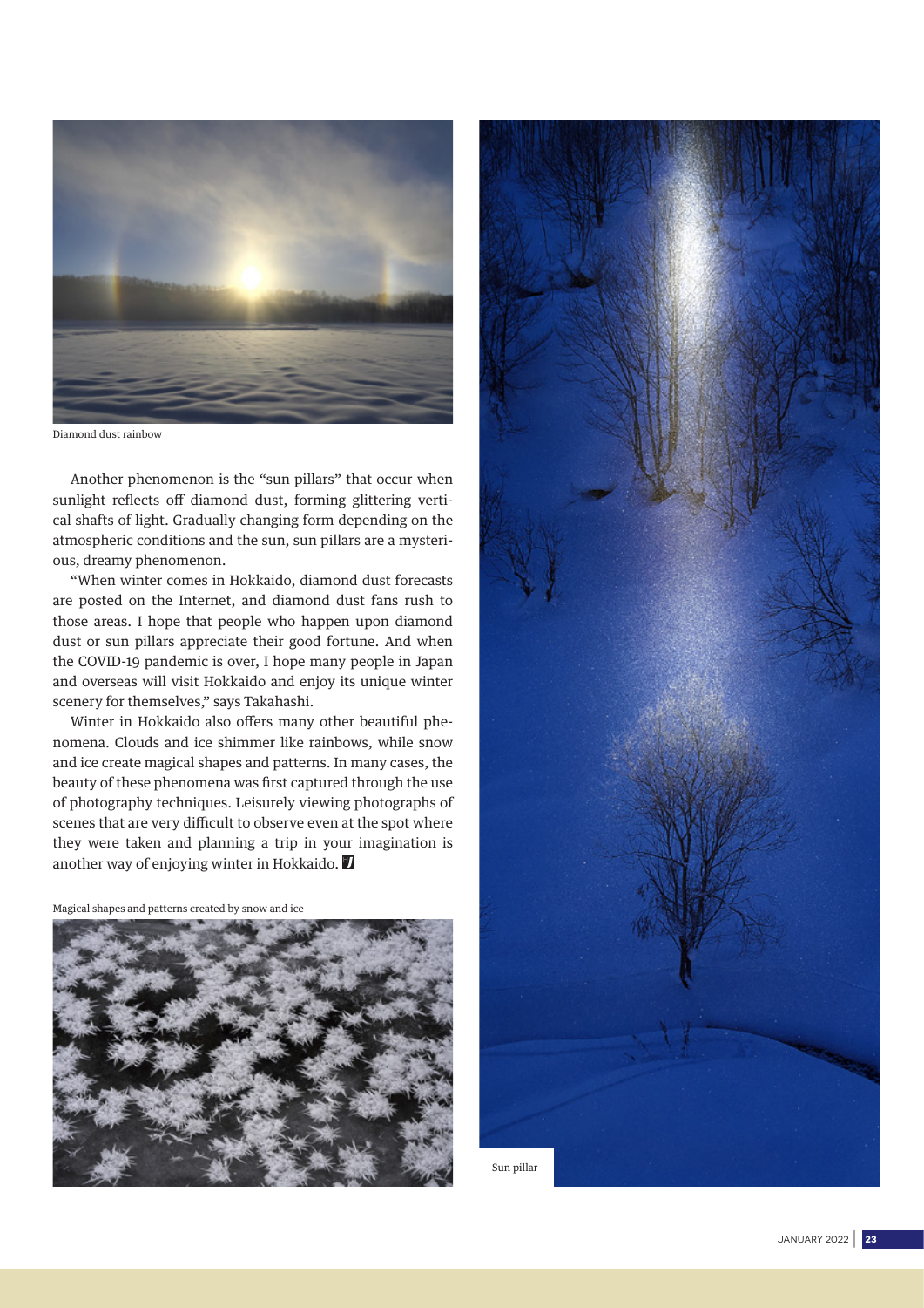Diamond dust rainbow

Another phenomenon is the "sun pillars" that occur when sunlight reflects off diamond dust, forming glittering vertical shafts of light. Gradually changing form depending on the atmospheric conditions and the sun, sun pillars are a mysterious, dreamy phenomenon.

"When winter comes in Hokkaido, diamond dust forecasts are posted on the Internet, and diamond dust fans rush to those areas. I hope that people who happen upon diamond dust or sun pillars appreciate their good fortune. And when the COVID-19 pandemic is over, I hope many people in Japan and overseas will visit Hokkaido and enjoy its unique winter scenery for themselves," says Takahashi.

Winter in Hokkaido also offers many other beautiful phenomena. Clouds and ice shimmer like rainbows, while snow and ice create magical shapes and patterns. In many cases, the beauty of these phenomena was first captured through the use of photography techniques. Leisurely viewing photographs of scenes that are very difficult to observe even at the spot where they were taken and planning a trip in your imagination is another way of enjoying winter in Hokkaido.

Magical shapes and patterns created by snow and ice

Sun pillar